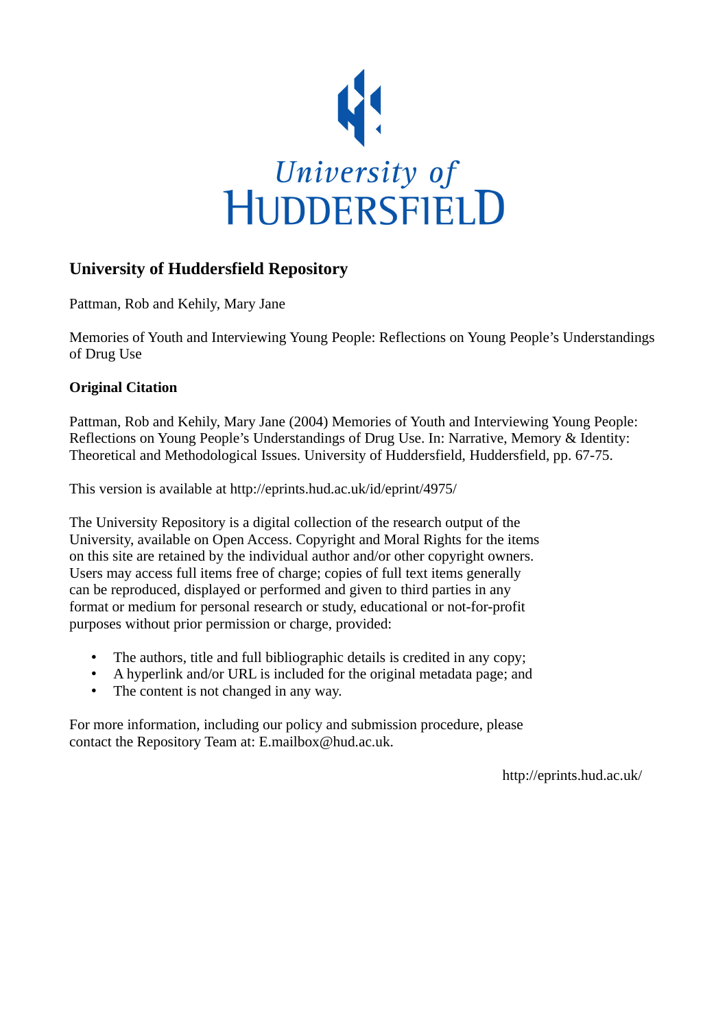University of HUDDERSFIELD

# University of Huddersfield Repository

Pattman, Rob and Kehily, Mary Jane

Memories of Youth and Interviewing Young People: Reflections on Young People's Understandings of Drug Use

## Original Citation

Pattman, Rob and Kehily, Mary Jane (2004) Memories of Youth and Interviewing Young People: Reflections on Young People's Understandings of Drug Use. In: Narrative, Memory & Identity: Theoretical and Methodological Issues. University of Huddersfield, Huddersfield, pp. 67-75.

This version is available at http://eprints.hud.ac.uk/id/eprint/4975/

The University Repository is a digital collection of the research output of the University, available on Open Access. Copyright and Moral Rights for the items on this site are retained by the individual author and/or other copyright owners. Users may access full items free of charge; copies of full text items generally can be reproduced, displayed or performed and given to third parties in any format or medium for personal research or study, educational or not-for-profit purposes without prior permission or charge, provided:

- The authors, title and full bibliographic details is credited in any copy;
- A hyperlink and/or URL is included for the original metadata page; and
- The content is not changed in any way.

For more information, including our policy and submission procedure, please contact the Repository Team at: E.mailbox@hud.ac.uk.

http://eprints.hud.ac.uk/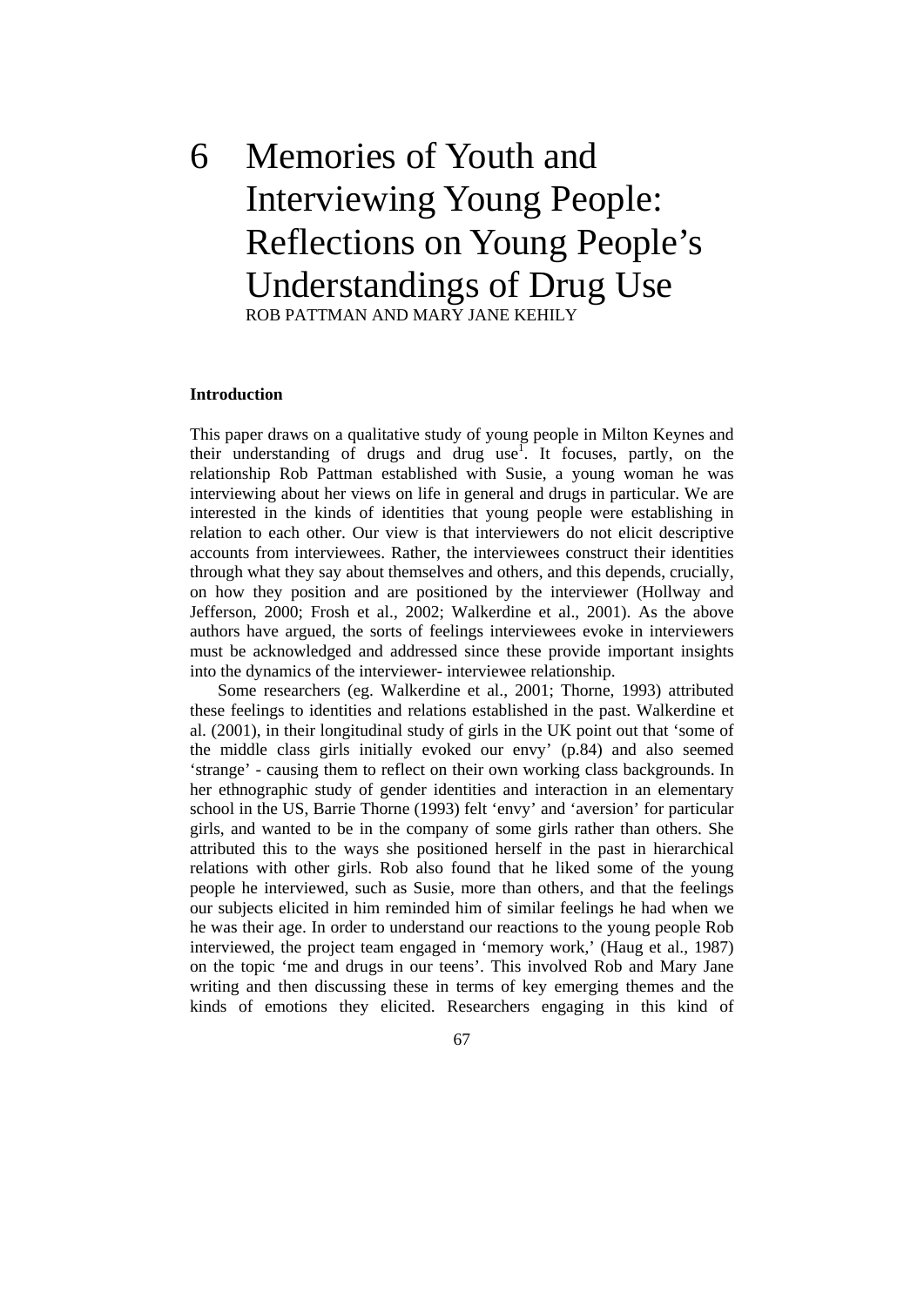# 6 Memories of Youth and Interviewing Young People: Reflections on Young People's Understandings of Drug Use

ROB PATTMAN AND MARY JANE KEHILY

## Introduction

This paper draws on a qualitative study of young people in Milton Keynes and their understanding of drugs and drug use[1]. It focuses, partly, on the relationship Rob Pattman established with Susie, a young woman he was interviewing about her views on life in general and drugs in particular. We are interested in the kinds of identities that young people were establishing in relation to each other. Our view is that interviewers do not elicit descriptive accounts from interviewees. Rather, the interviewees construct their identities through what they say about themselves and others, and this depends, crucially, on how they position and are positioned by the interviewer (Hollway and Jefferson, 2000; Frosh et al., 2002; Walkerdine et al., 2001). As the above authors have argued, the sorts of feelings interviewees evoke in interviewers must be acknowledged and addressed since these provide important insights into the dynamics of the interviewer- interviewee relationship.

Some researchers (eg. Walkerdine et al., 2001; Thorne, 1993) attributed these feelings to identities and relations established in the past. Walkerdine et al. (2001), in their longitudinal study of girls in the UK point out that 'some of the middle class girls initially evoked our envy' (p.84) and also seemed 'strange' - causing them to reflect on their own working class backgrounds. In her ethnographic study of gender identities and interaction in an elementary school in the US, Barrie Thorne (1993) felt 'envy' and 'aversion' for particular girls, and wanted to be in the company of some girls rather than others. She attributed this to the ways she positioned herself in the past in hierarchical relations with other girls. Rob also found that he liked some of the young people he interviewed, such as Susie, more than others, and that the feelings our subjects elicited in him reminded him of similar feelings he had when we he was their age. In order to understand our reactions to the young people Rob interviewed, the project team engaged in 'memory work,' (Haug et al., 1987) on the topic 'me and drugs in our teens'. This involved Rob and Mary Jane writing and then discussing these in terms of key emerging themes and the kinds of emotions they elicited. Researchers engaging in this kind of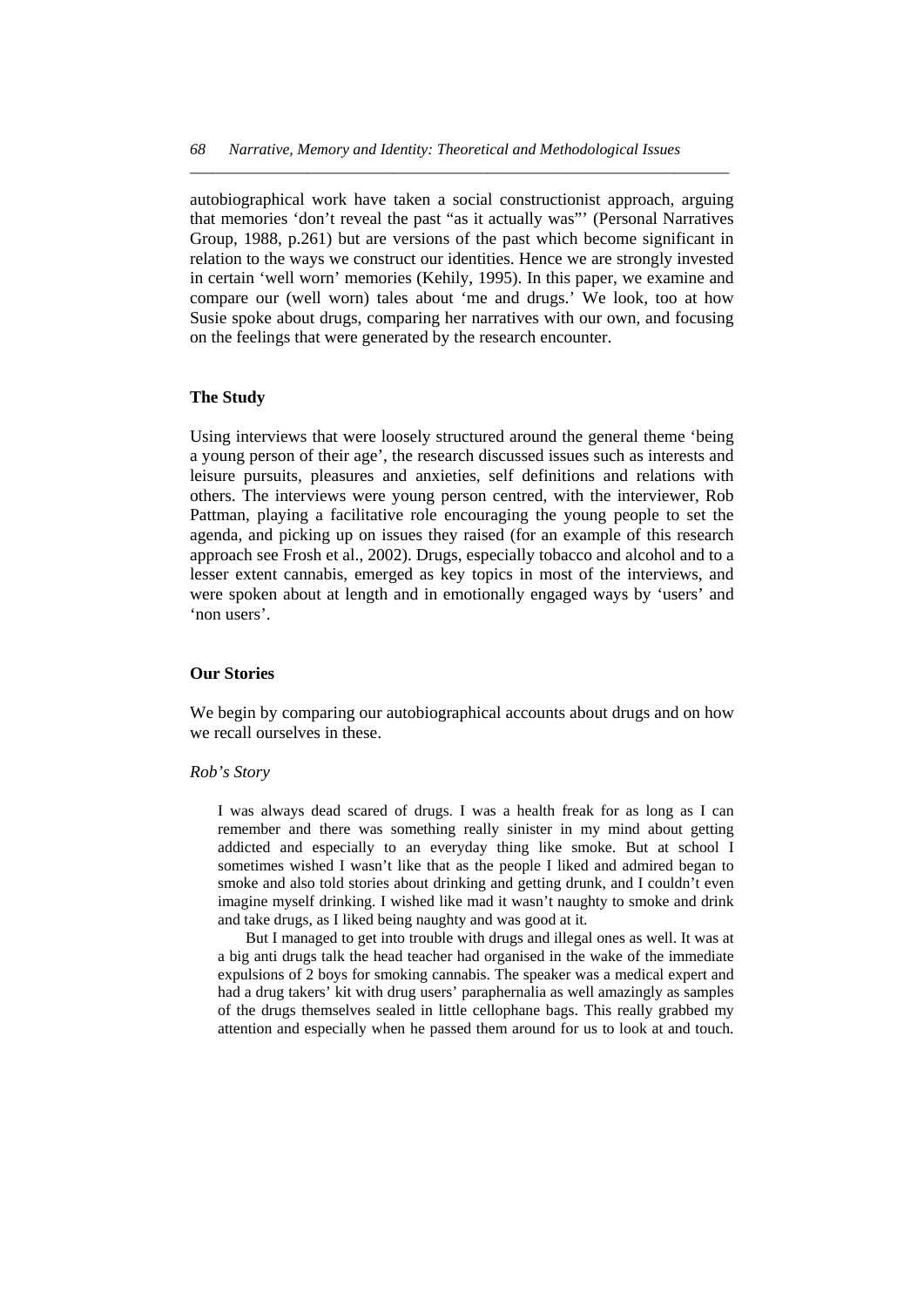autobiographical work have taken a social constructionist approach, arguing that memories 'don't reveal the past "as it actually was"' (Personal Narratives Group, 1988, p.261) but are versions of the past which become significant in relation to the ways we construct our identities. Hence we are strongly invested in certain 'well worn' memories (Kehily, 1995). In this paper, we examine and compare our (well worn) tales about 'me and drugs.' We look, too at how Susie spoke about drugs, comparing her narratives with our own, and focusing on the feelings that were generated by the research encounter.

## The Study

Using interviews that were loosely structured around the general theme 'being a young person of their age', the research discussed issues such as interests and leisure pursuits, pleasures and anxieties, self definitions and relations with others. The interviews were young person centred, with the interviewer, Rob Pattman, playing a facilitative role encouraging the young people to set the agenda, and picking up on issues they raised (for an example of this research approach see Frosh et al., 2002). Drugs, especially tobacco and alcohol and to a lesser extent cannabis, emerged as key topics in most of the interviews, and were spoken about at length and in emotionally engaged ways by 'users' and 'non users'.

## Our Stories

We begin by comparing our autobiographical accounts about drugs and on how we recall ourselves in these.

### *Rob's Story*

> I was always dead scared of drugs. I was a health freak for as long as I can remember and there was something really sinister in my mind about getting addicted and especially to an everyday thing like smoke. But at school I sometimes wished I wasn't like that as the people I liked and admired began to smoke and also told stories about drinking and getting drunk, and I couldn't even imagine myself drinking. I wished like mad it wasn't naughty to smoke and drink and take drugs, as I liked being naughty and was good at it.
>
> But I managed to get into trouble with drugs and illegal ones as well. It was at a big anti drugs talk the head teacher had organised in the wake of the immediate expulsions of 2 boys for smoking cannabis. The speaker was a medical expert and had a drug takers' kit with drug users' paraphernalia as well amazingly as samples of the drugs themselves sealed in little cellophane bags. This really grabbed my attention and especially when he passed them around for us to look at and touch.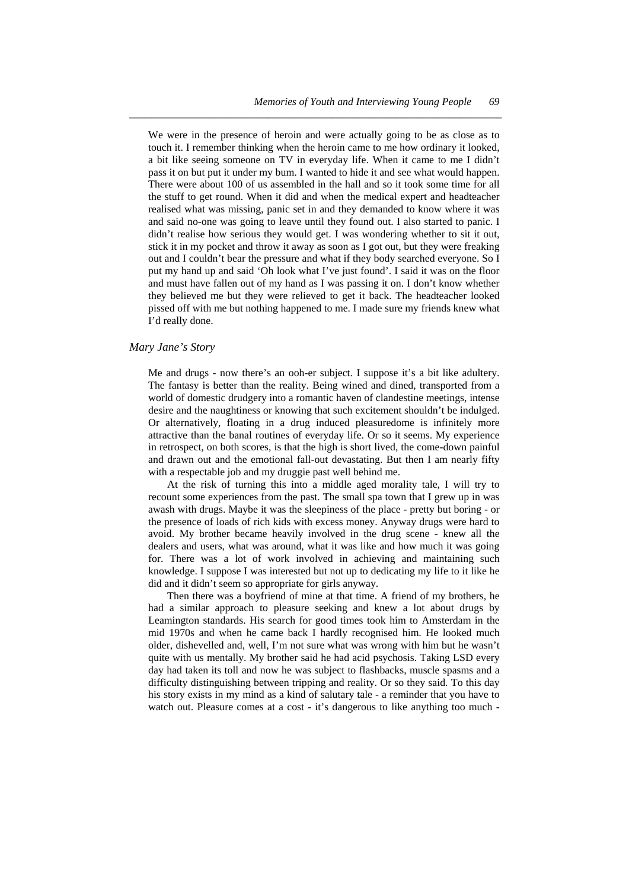We were in the presence of heroin and were actually going to be as close as to touch it. I remember thinking when the heroin came to me how ordinary it looked, a bit like seeing someone on TV in everyday life. When it came to me I didn't pass it on but put it under my bum. I wanted to hide it and see what would happen. There were about 100 of us assembled in the hall and so it took some time for all the stuff to get round. When it did and when the medical expert and headteacher realised what was missing, panic set in and they demanded to know where it was and said no-one was going to leave until they found out. I also started to panic. I didn't realise how serious they would get. I was wondering whether to sit it out, stick it in my pocket and throw it away as soon as I got out, but they were freaking out and I couldn't bear the pressure and what if they body searched everyone. So I put my hand up and said 'Oh look what I've just found'. I said it was on the floor and must have fallen out of my hand as I was passing it on. I don't know whether they believed me but they were relieved to get it back. The headteacher looked pissed off with me but nothing happened to me. I made sure my friends knew what I'd really done.

### *Mary Jane's Story*

Me and drugs - now there's an ooh-er subject. I suppose it's a bit like adultery. The fantasy is better than the reality. Being wined and dined, transported from a world of domestic drudgery into a romantic haven of clandestine meetings, intense desire and the naughtiness or knowing that such excitement shouldn't be indulged. Or alternatively, floating in a drug induced pleasuredome is infinitely more attractive than the banal routines of everyday life. Or so it seems. My experience in retrospect, on both scores, is that the high is short lived, the come-down painful and drawn out and the emotional fall-out devastating. But then I am nearly fifty with a respectable job and my druggie past well behind me.

At the risk of turning this into a middle aged morality tale, I will try to recount some experiences from the past. The small spa town that I grew up in was awash with drugs. Maybe it was the sleepiness of the place - pretty but boring - or the presence of loads of rich kids with excess money. Anyway drugs were hard to avoid. My brother became heavily involved in the drug scene - knew all the dealers and users, what was around, what it was like and how much it was going for. There was a lot of work involved in achieving and maintaining such knowledge. I suppose I was interested but not up to dedicating my life to it like he did and it didn't seem so appropriate for girls anyway.

Then there was a boyfriend of mine at that time. A friend of my brothers, he had a similar approach to pleasure seeking and knew a lot about drugs by Leamington standards. His search for good times took him to Amsterdam in the mid 1970s and when he came back I hardly recognised him. He looked much older, dishevelled and, well, I'm not sure what was wrong with him but he wasn't quite with us mentally. My brother said he had acid psychosis. Taking LSD every day had taken its toll and now he was subject to flashbacks, muscle spasms and a difficulty distinguishing between tripping and reality. Or so they said. To this day his story exists in my mind as a kind of salutary tale - a reminder that you have to watch out. Pleasure comes at a cost - it's dangerous to like anything too much -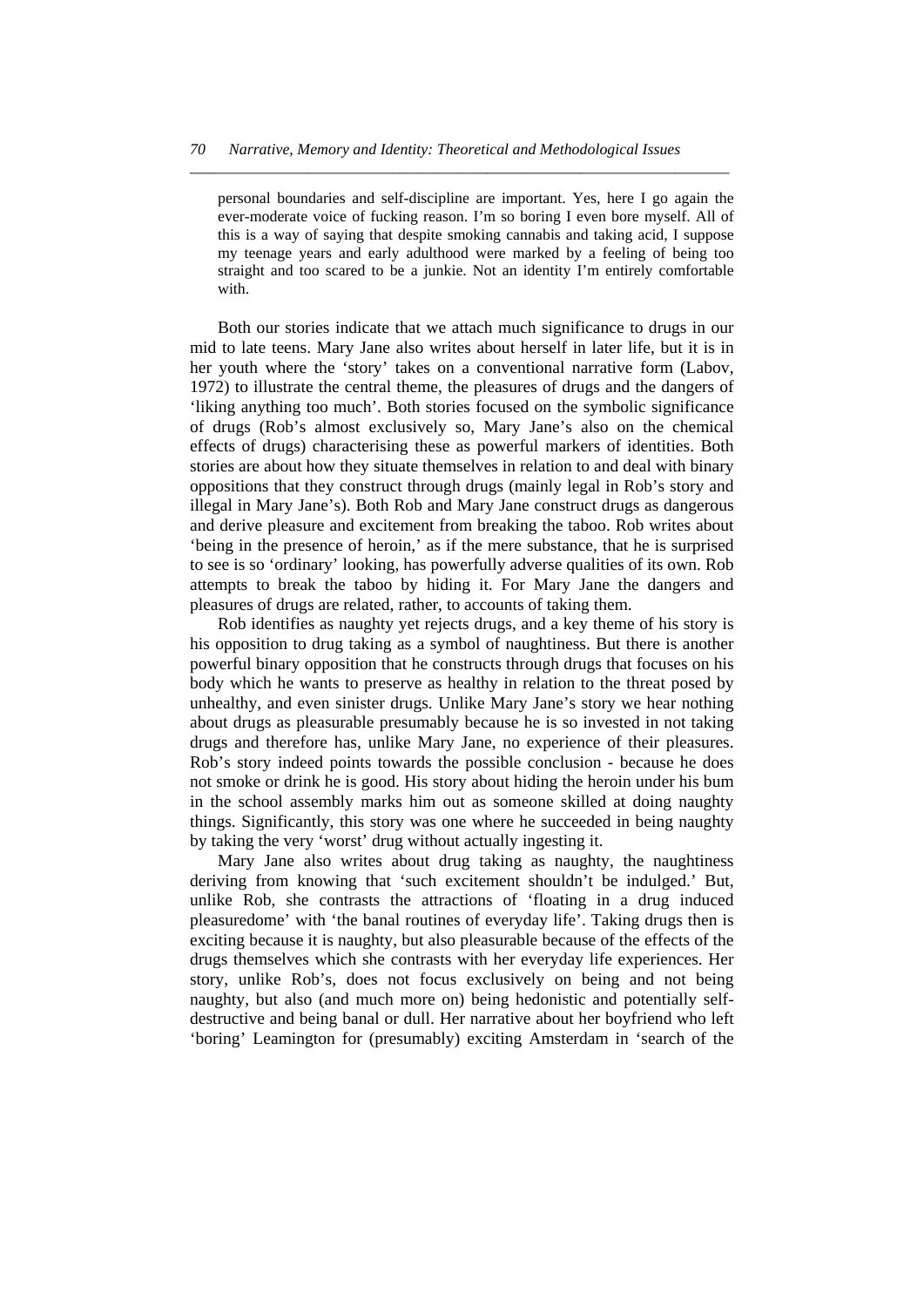> personal boundaries and self-discipline are important. Yes, here I go again the ever-moderate voice of fucking reason. I'm so boring I even bore myself. All of this is a way of saying that despite smoking cannabis and taking acid, I suppose my teenage years and early adulthood were marked by a feeling of being too straight and too scared to be a junkie. Not an identity I'm entirely comfortable with.

Both our stories indicate that we attach much significance to drugs in our mid to late teens. Mary Jane also writes about herself in later life, but it is in her youth where the 'story' takes on a conventional narrative form (Labov, 1972) to illustrate the central theme, the pleasures of drugs and the dangers of 'liking anything too much'. Both stories focused on the symbolic significance of drugs (Rob's almost exclusively so, Mary Jane's also on the chemical effects of drugs) characterising these as powerful markers of identities. Both stories are about how they situate themselves in relation to and deal with binary oppositions that they construct through drugs (mainly legal in Rob's story and illegal in Mary Jane's). Both Rob and Mary Jane construct drugs as dangerous and derive pleasure and excitement from breaking the taboo. Rob writes about 'being in the presence of heroin,' as if the mere substance, that he is surprised to see is so 'ordinary' looking, has powerfully adverse qualities of its own. Rob attempts to break the taboo by hiding it. For Mary Jane the dangers and pleasures of drugs are related, rather, to accounts of taking them.

Rob identifies as naughty yet rejects drugs, and a key theme of his story is his opposition to drug taking as a symbol of naughtiness. But there is another powerful binary opposition that he constructs through drugs that focuses on his body which he wants to preserve as healthy in relation to the threat posed by unhealthy, and even sinister drugs. Unlike Mary Jane's story we hear nothing about drugs as pleasurable presumably because he is so invested in not taking drugs and therefore has, unlike Mary Jane, no experience of their pleasures. Rob's story indeed points towards the possible conclusion - because he does not smoke or drink he is good. His story about hiding the heroin under his bum in the school assembly marks him out as someone skilled at doing naughty things. Significantly, this story was one where he succeeded in being naughty by taking the very 'worst' drug without actually ingesting it.

Mary Jane also writes about drug taking as naughty, the naughtiness deriving from knowing that 'such excitement shouldn't be indulged.' But, unlike Rob, she contrasts the attractions of 'floating in a drug induced pleasuredome' with 'the banal routines of everyday life'. Taking drugs then is exciting because it is naughty, but also pleasurable because of the effects of the drugs themselves which she contrasts with her everyday life experiences. Her story, unlike Rob's, does not focus exclusively on being and not being naughty, but also (and much more on) being hedonistic and potentially self-destructive and being banal or dull. Her narrative about her boyfriend who left 'boring' Leamington for (presumably) exciting Amsterdam in 'search of the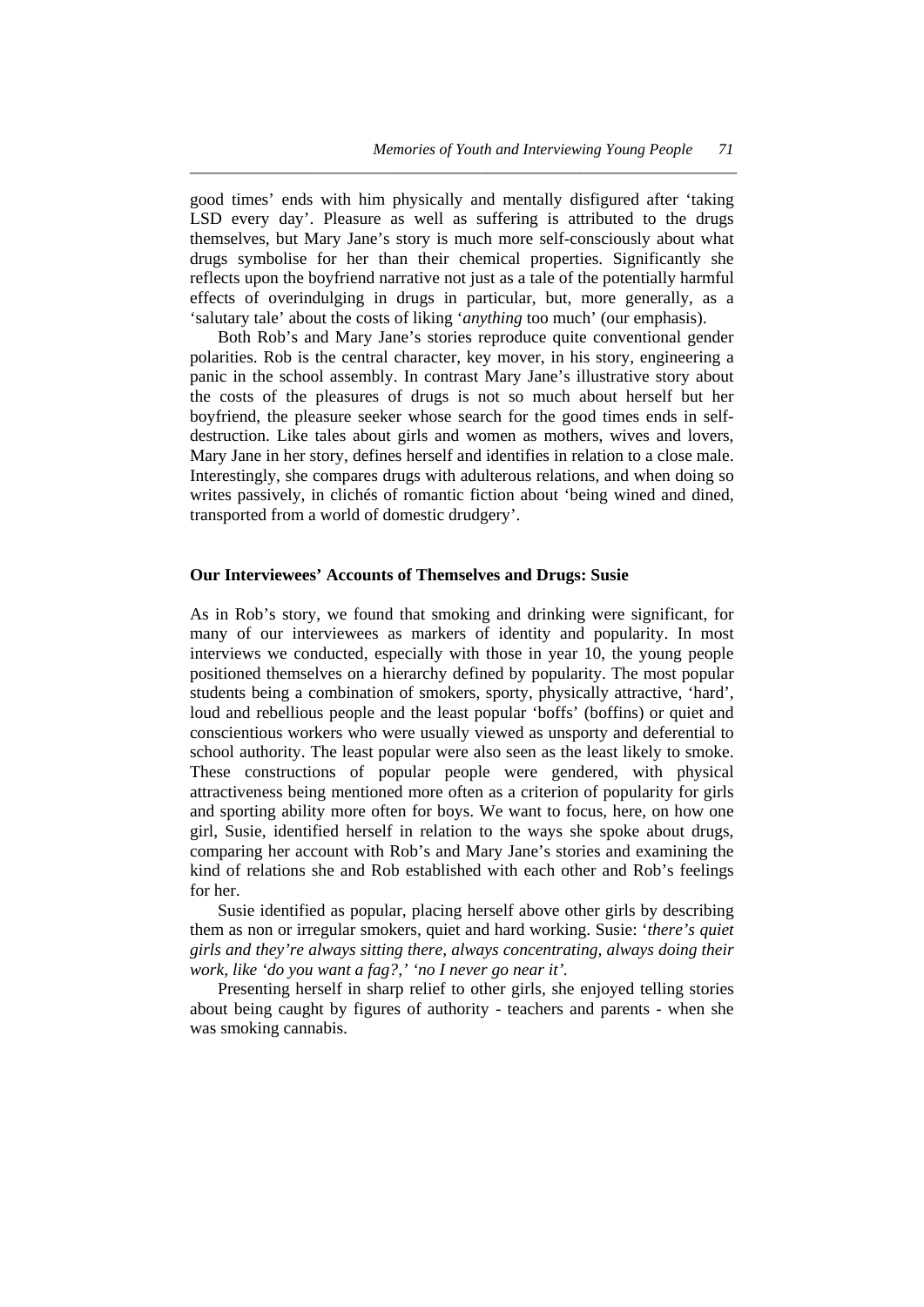good times' ends with him physically and mentally disfigured after 'taking LSD every day'. Pleasure as well as suffering is attributed to the drugs themselves, but Mary Jane's story is much more self-consciously about what drugs symbolise for her than their chemical properties. Significantly she reflects upon the boyfriend narrative not just as a tale of the potentially harmful effects of overindulging in drugs in particular, but, more generally, as a 'salutary tale' about the costs of liking '*anything* too much' (our emphasis).

Both Rob's and Mary Jane's stories reproduce quite conventional gender polarities. Rob is the central character, key mover, in his story, engineering a panic in the school assembly. In contrast Mary Jane's illustrative story about the costs of the pleasures of drugs is not so much about herself but her boyfriend, the pleasure seeker whose search for the good times ends in self-destruction. Like tales about girls and women as mothers, wives and lovers, Mary Jane in her story, defines herself and identifies in relation to a close male. Interestingly, she compares drugs with adulterous relations, and when doing so writes passively, in clichés of romantic fiction about 'being wined and dined, transported from a world of domestic drudgery'.

**Our Interviewees' Accounts of Themselves and Drugs: Susie**

As in Rob's story, we found that smoking and drinking were significant, for many of our interviewees as markers of identity and popularity. In most interviews we conducted, especially with those in year 10, the young people positioned themselves on a hierarchy defined by popularity. The most popular students being a combination of smokers, sporty, physically attractive, 'hard', loud and rebellious people and the least popular 'boffs' (boffins) or quiet and conscientious workers who were usually viewed as unsporty and deferential to school authority. The least popular were also seen as the least likely to smoke. These constructions of popular people were gendered, with physical attractiveness being mentioned more often as a criterion of popularity for girls and sporting ability more often for boys. We want to focus, here, on how one girl, Susie, identified herself in relation to the ways she spoke about drugs, comparing her account with Rob's and Mary Jane's stories and examining the kind of relations she and Rob established with each other and Rob's feelings for her.

Susie identified as popular, placing herself above other girls by describing them as non or irregular smokers, quiet and hard working. Susie: '*there's quiet girls and they're always sitting there, always concentrating, always doing their work, like 'do you want a fag?,' 'no I never go near it'.*

Presenting herself in sharp relief to other girls, she enjoyed telling stories about being caught by figures of authority - teachers and parents - when she was smoking cannabis.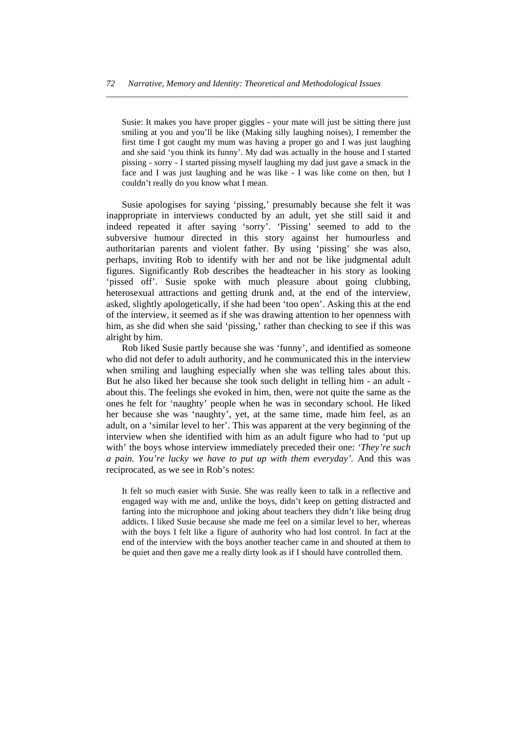> Susie: It makes you have proper giggles - your mate will just be sitting there just smiling at you and you'll be like (Making silly laughing noises), I remember the first time I got caught my mum was having a proper go and I was just laughing and she said 'you think its funny'. My dad was actually in the house and I started pissing - sorry - I started pissing myself laughing my dad just gave a smack in the face and I was just laughing and he was like - I was like come on then, but I couldn't really do you know what I mean.

Susie apologises for saying 'pissing,' presumably because she felt it was inappropriate in interviews conducted by an adult, yet she still said it and indeed repeated it after saying 'sorry'. 'Pissing' seemed to add to the subversive humour directed in this story against her humourless and authoritarian parents and violent father. By using 'pissing' she was also, perhaps, inviting Rob to identify with her and not be like judgmental adult figures. Significantly Rob describes the headteacher in his story as looking 'pissed off'. Susie spoke with much pleasure about going clubbing, heterosexual attractions and getting drunk and, at the end of the interview, asked, slightly apologetically, if she had been 'too open'. Asking this at the end of the interview, it seemed as if she was drawing attention to her openness with him, as she did when she said 'pissing,' rather than checking to see if this was alright by him.

Rob liked Susie partly because she was 'funny', and identified as someone who did not defer to adult authority, and he communicated this in the interview when smiling and laughing especially when she was telling tales about this. But he also liked her because she took such delight in telling him - an adult - about this. The feelings she evoked in him, then, were not quite the same as the ones he felt for 'naughty' people when he was in secondary school. He liked her because she was 'naughty', yet, at the same time, made him feel, as an adult, on a 'similar level to her'. This was apparent at the very beginning of the interview when she identified with him as an adult figure who had to 'put up with' the boys whose interview immediately preceded their one: *'They're such a pain. You're lucky we have to put up with them everyday'.* And this was reciprocated, as we see in Rob's notes:

> It felt so much easier with Susie. She was really keen to talk in a reflective and engaged way with me and, unlike the boys, didn't keep on getting distracted and farting into the microphone and joking about teachers they didn't like being drug addicts. I liked Susie because she made me feel on a similar level to her, whereas with the boys I felt like a figure of authority who had lost control. In fact at the end of the interview with the boys another teacher came in and shouted at them to be quiet and then gave me a really dirty look as if I should have controlled them.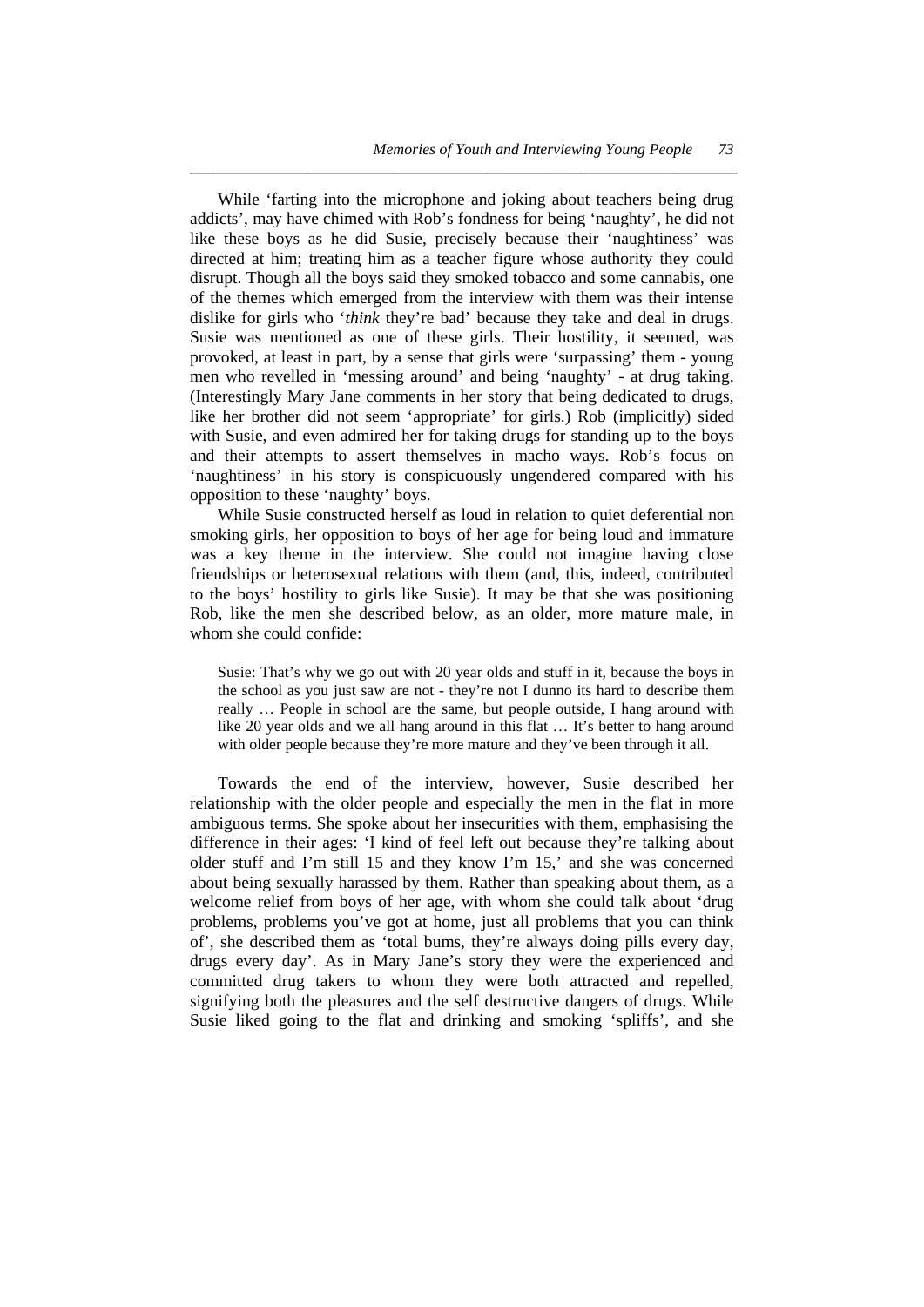While 'farting into the microphone and joking about teachers being drug addicts', may have chimed with Rob's fondness for being 'naughty', he did not like these boys as he did Susie, precisely because their 'naughtiness' was directed at him; treating him as a teacher figure whose authority they could disrupt. Though all the boys said they smoked tobacco and some cannabis, one of the themes which emerged from the interview with them was their intense dislike for girls who '*think* they're bad' because they take and deal in drugs. Susie was mentioned as one of these girls. Their hostility, it seemed, was provoked, at least in part, by a sense that girls were 'surpassing' them - young men who revelled in 'messing around' and being 'naughty' - at drug taking. (Interestingly Mary Jane comments in her story that being dedicated to drugs, like her brother did not seem 'appropriate' for girls.) Rob (implicitly) sided with Susie, and even admired her for taking drugs for standing up to the boys and their attempts to assert themselves in macho ways. Rob's focus on 'naughtiness' in his story is conspicuously ungendered compared with his opposition to these 'naughty' boys.

While Susie constructed herself as loud in relation to quiet deferential non smoking girls, her opposition to boys of her age for being loud and immature was a key theme in the interview. She could not imagine having close friendships or heterosexual relations with them (and, this, indeed, contributed to the boys' hostility to girls like Susie). It may be that she was positioning Rob, like the men she described below, as an older, more mature male, in whom she could confide:

> Susie: That's why we go out with 20 year olds and stuff in it, because the boys in the school as you just saw are not - they're not I dunno its hard to describe them really … People in school are the same, but people outside, I hang around with like 20 year olds and we all hang around in this flat … It's better to hang around with older people because they're more mature and they've been through it all.

Towards the end of the interview, however, Susie described her relationship with the older people and especially the men in the flat in more ambiguous terms. She spoke about her insecurities with them, emphasising the difference in their ages: 'I kind of feel left out because they're talking about older stuff and I'm still 15 and they know I'm 15,' and she was concerned about being sexually harassed by them. Rather than speaking about them, as a welcome relief from boys of her age, with whom she could talk about 'drug problems, problems you've got at home, just all problems that you can think of', she described them as 'total bums, they're always doing pills every day, drugs every day'. As in Mary Jane's story they were the experienced and committed drug takers to whom they were both attracted and repelled, signifying both the pleasures and the self destructive dangers of drugs. While Susie liked going to the flat and drinking and smoking 'spliffs', and she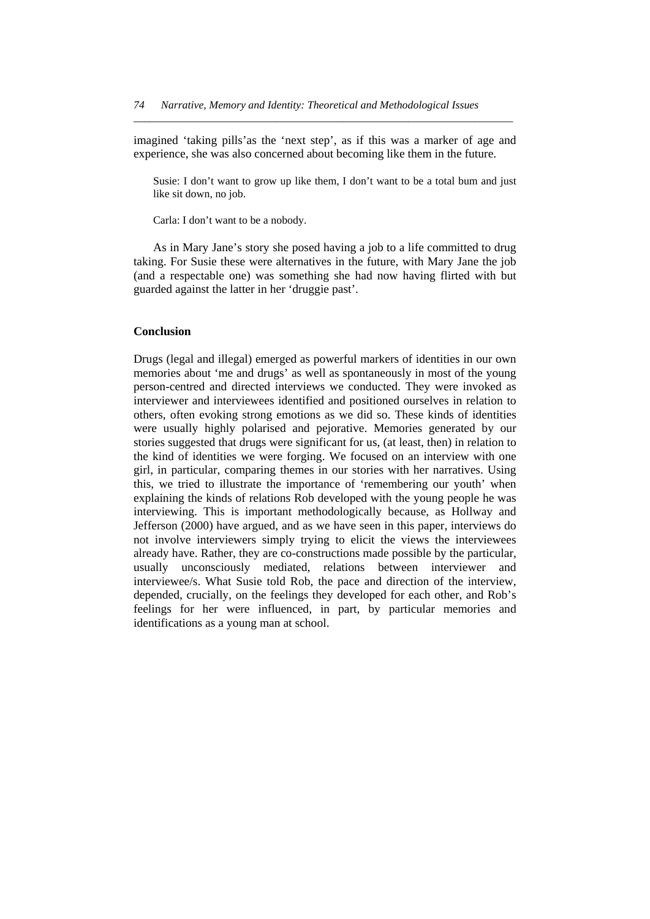imagined 'taking pills'as the 'next step', as if this was a marker of age and experience, she was also concerned about becoming like them in the future.

> Susie: I don't want to grow up like them, I don't want to be a total bum and just like sit down, no job.
>
> Carla: I don't want to be a nobody.

As in Mary Jane's story she posed having a job to a life committed to drug taking. For Susie these were alternatives in the future, with Mary Jane the job (and a respectable one) was something she had now having flirted with but guarded against the latter in her 'druggie past'.

## Conclusion

Drugs (legal and illegal) emerged as powerful markers of identities in our own memories about 'me and drugs' as well as spontaneously in most of the young person-centred and directed interviews we conducted. They were invoked as interviewer and interviewees identified and positioned ourselves in relation to others, often evoking strong emotions as we did so. These kinds of identities were usually highly polarised and pejorative. Memories generated by our stories suggested that drugs were significant for us, (at least, then) in relation to the kind of identities we were forging. We focused on an interview with one girl, in particular, comparing themes in our stories with her narratives. Using this, we tried to illustrate the importance of 'remembering our youth' when explaining the kinds of relations Rob developed with the young people he was interviewing. This is important methodologically because, as Hollway and Jefferson (2000) have argued, and as we have seen in this paper, interviews do not involve interviewers simply trying to elicit the views the interviewees already have. Rather, they are co-constructions made possible by the particular, usually unconsciously mediated, relations between interviewer and interviewee/s. What Susie told Rob, the pace and direction of the interview, depended, crucially, on the feelings they developed for each other, and Rob's feelings for her were influenced, in part, by particular memories and identifications as a young man at school.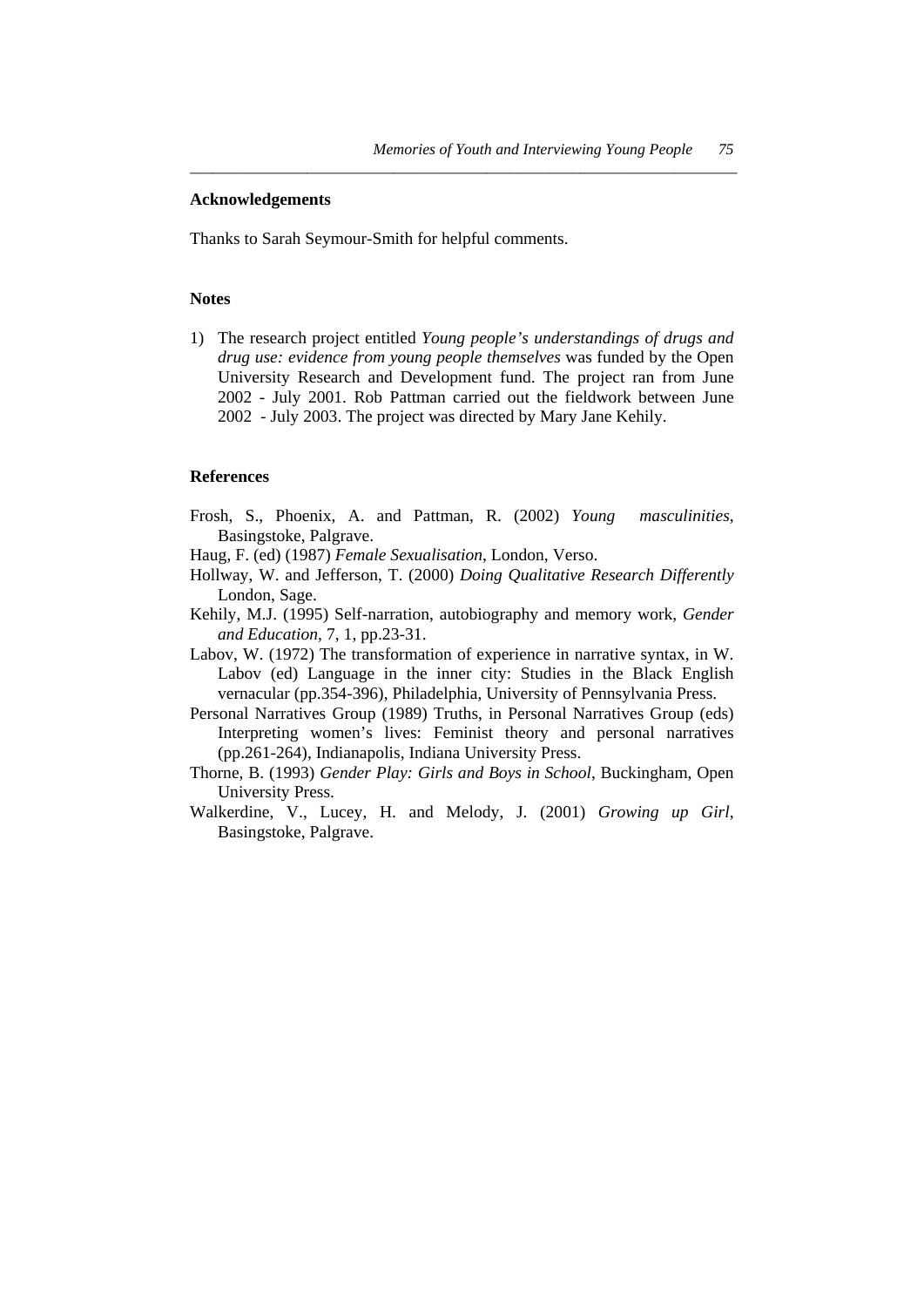### Acknowledgements

Thanks to Sarah Seymour-Smith for helpful comments.

### Notes

1) The research project entitled *Young people's understandings of drugs and drug use: evidence from young people themselves* was funded by the Open University Research and Development fund. The project ran from June 2002 - July 2001. Rob Pattman carried out the fieldwork between June 2002 - July 2003. The project was directed by Mary Jane Kehily.

### References

Frosh, S., Phoenix, A. and Pattman, R. (2002) *Young masculinities*, Basingstoke, Palgrave.

Haug, F. (ed) (1987) *Female Sexualisation*, London, Verso.

Hollway, W. and Jefferson, T. (2000) *Doing Qualitative Research Differently* London, Sage.

Kehily, M.J. (1995) Self-narration, autobiography and memory work, *Gender and Education*, 7, 1, pp.23-31.

Labov, W. (1972) The transformation of experience in narrative syntax, in W. Labov (ed) Language in the inner city: Studies in the Black English vernacular (pp.354-396), Philadelphia, University of Pennsylvania Press.

Personal Narratives Group (1989) Truths, in Personal Narratives Group (eds) Interpreting women's lives: Feminist theory and personal narratives (pp.261-264), Indianapolis, Indiana University Press.

Thorne, B. (1993) *Gender Play: Girls and Boys in School*, Buckingham, Open University Press.

Walkerdine, V., Lucey, H. and Melody, J. (2001) *Growing up Girl*, Basingstoke, Palgrave.